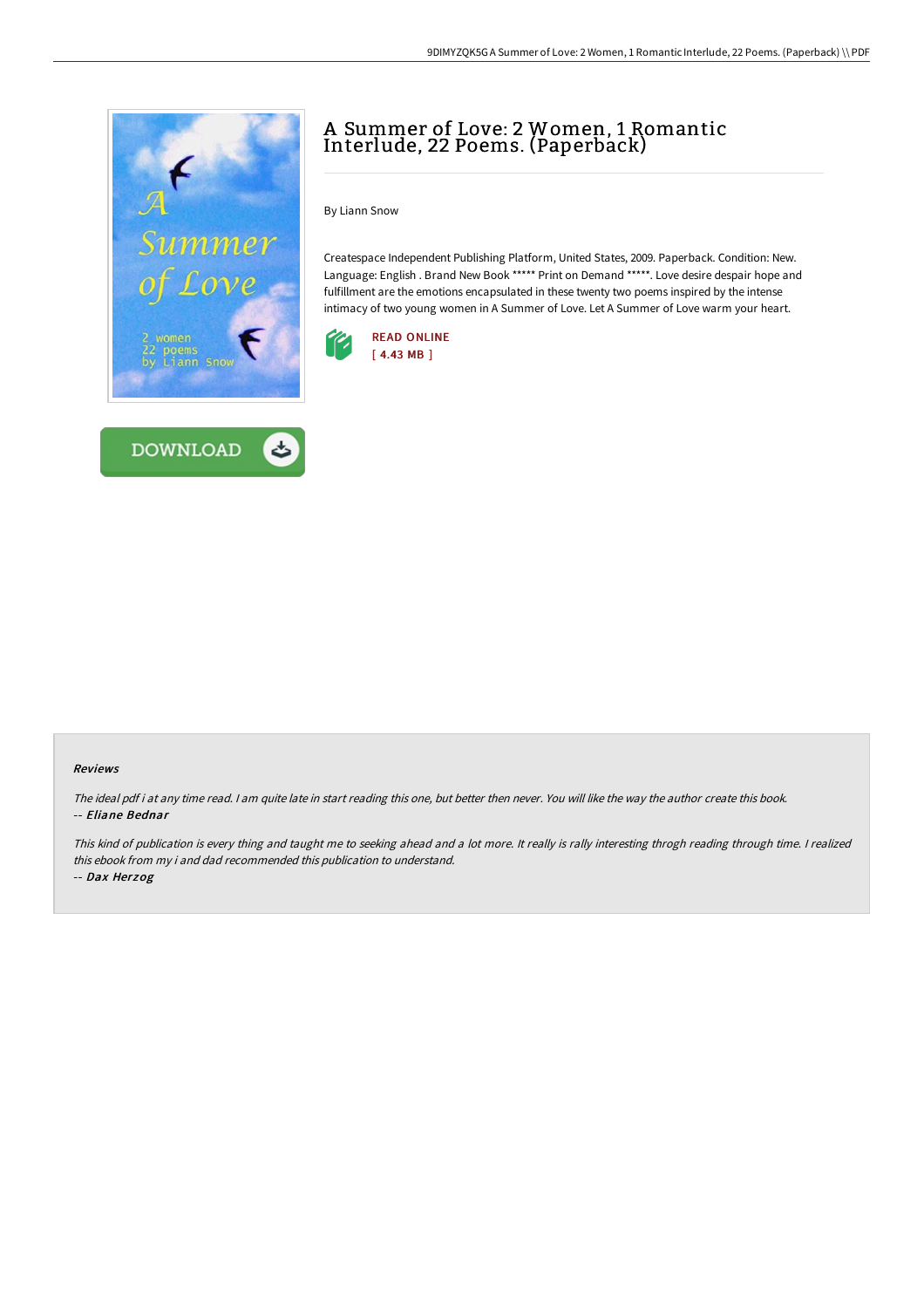# A Summer of Love: 2 Women, 1 Romantic Interlude, 22 Poems. (Paperback)

By Liann Snow

Createspace Independent Publishing Platform, United States, 2009. Paperback. Condition: New. Language: English . Brand New Book ***** Print on Demand *****. Love desire despair hope and fulfillment are the emotions encapsulated in these twenty two poems inspired by the intense intimacy of two young women in A Summer of Love. Let A Summer of Love warm your heart.

READ ONLINE
[ 4.43 MB ]

DOWNLOAD

### Reviews

*The ideal pdf i at any time read. I am quite late in start reading this one, but better then never. You will like the way the author create this book.*
-- ***Eliane Bednar***

*This kind of publication is every thing and taught me to seeking ahead and a lot more. It really is rally interesting throgh reading through time. I realized this ebook from my i and dad recommended this publication to understand.*
-- ***Dax Herzog***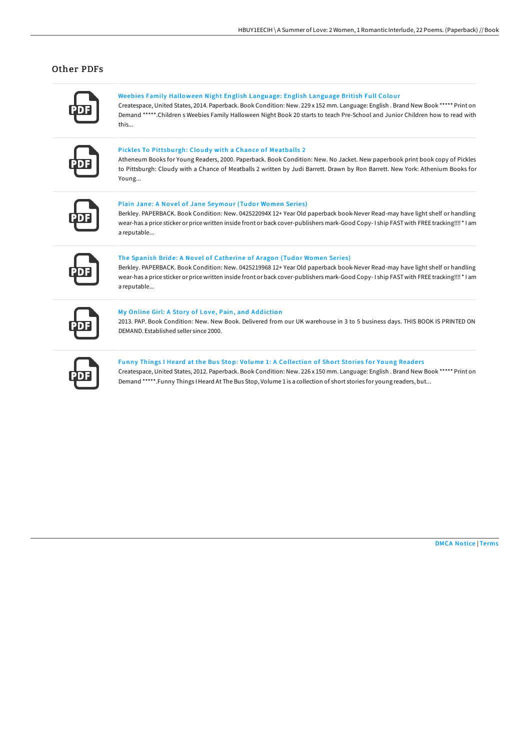## Other PDFs

### Weebies Family Halloween Night English Language: English Language British Full Colour

Createspace, United States, 2014. Paperback. Book Condition: New. 229 x 152 mm. Language: English . Brand New Book ***** Print on Demand *****.Children s Weebies Family Halloween Night Book 20 starts to teach Pre-School and Junior Children how to read with this...

### Pickles To Pittsburgh: Cloudy with a Chance of Meatballs 2

Atheneum Books for Young Readers, 2000. Paperback. Book Condition: New. No Jacket. New paperbook print book copy of Pickles to Pittsburgh: Cloudy with a Chance of Meatballs 2 written by Judi Barrett. Drawn by Ron Barrett. New York: Athenium Books for Young...

### Plain Jane: A Novel of Jane Seymour (Tudor Women Series)

Berkley. PAPERBACK. Book Condition: New. 042522094X 12+ Year Old paperback book-Never Read-may have light shelf or handling wear-has a price sticker or price written inside front or back cover-publishers mark-Good Copy- I ship FAST with FREE tracking!!!! * I am a reputable...

### The Spanish Bride: A Novel of Catherine of Aragon (Tudor Women Series)

Berkley. PAPERBACK. Book Condition: New. 0425219968 12+ Year Old paperback book-Never Read-may have light shelf or handling wear-has a price sticker or price written inside front or back cover-publishers mark-Good Copy- I ship FAST with FREE tracking!!!! * I am a reputable...

### My Online Girl: A Story of Love, Pain, and Addiction

2013. PAP. Book Condition: New. New Book. Delivered from our UK warehouse in 3 to 5 business days. THIS BOOK IS PRINTED ON DEMAND. Established seller since 2000.

### Funny Things I Heard at the Bus Stop: Volume 1: A Collection of Short Stories for Young Readers

Createspace, United States, 2012. Paperback. Book Condition: New. 226 x 150 mm. Language: English . Brand New Book ***** Print on Demand *****.Funny Things I Heard At The Bus Stop, Volume 1 is a collection of short stories for young readers, but...

DMCA Notice | Terms